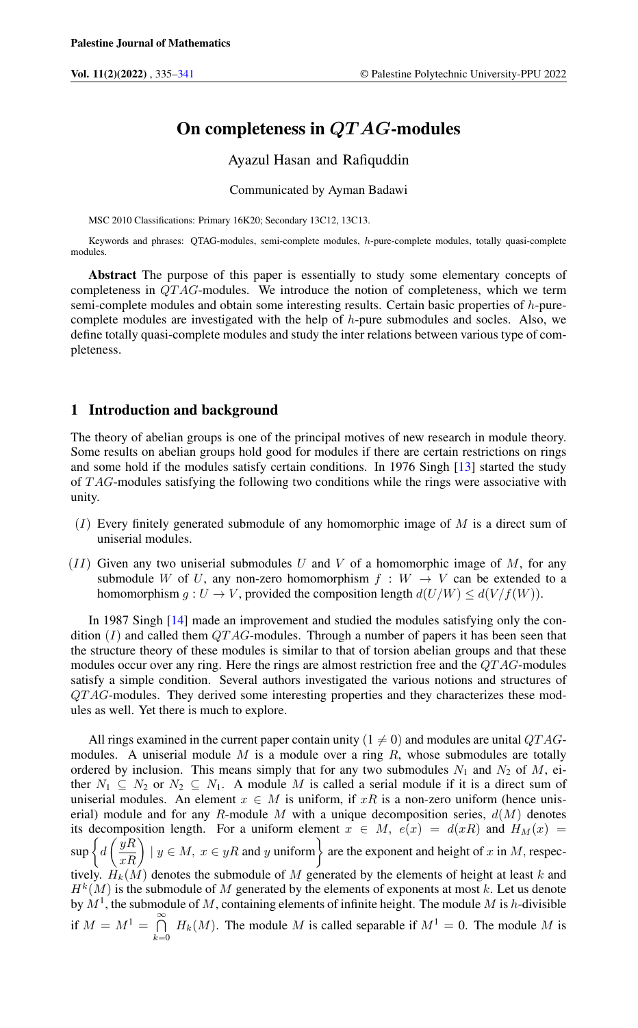# On completeness in $QTAG$-modules

Ayazul Hasan and Rafiquddin

Communicated by Ayman Badawi

MSC 2010 Classifications: Primary 16K20; Secondary 13C12, 13C13.

Keywords and phrases: QTAG-modules, semi-complete modules, $h$-pure-complete modules, totally quasi-complete modules.

**Abstract** The purpose of this paper is essentially to study some elementary concepts of completeness in $QTAG$-modules. We introduce the notion of completeness, which we term semi-complete modules and obtain some interesting results. Certain basic properties of $h$-pure-complete modules are investigated with the help of $h$-pure submodules and socles. Also, we define totally quasi-complete modules and study the inter relations between various type of completeness.

## 1 Introduction and background

The theory of abelian groups is one of the principal motives of new research in module theory. Some results on abelian groups hold good for modules if there are certain restrictions on rings and some hold if the modules satisfy certain conditions. In 1976 Singh [13] started the study of $TAG$-modules satisfying the following two conditions while the rings were associative with unity.

$(I)$ Every finitely generated submodule of any homomorphic image of $M$ is a direct sum of uniserial modules.

$(II)$ Given any two uniserial submodules $U$ and $V$ of a homomorphic image of $M$, for any submodule $W$ of $U$, any non-zero homomorphism $f : W \to V$ can be extended to a homomorphism $g : U \to V$, provided the composition length $d(U/W) \leq d(V/f(W))$.

In 1987 Singh [14] made an improvement and studied the modules satisfying only the condition $(I)$ and called them $QTAG$-modules. Through a number of papers it has been seen that the structure theory of these modules is similar to that of torsion abelian groups and that these modules occur over any ring. Here the rings are almost restriction free and the $QTAG$-modules satisfy a simple condition. Several authors investigated the various notions and structures of $QTAG$-modules. They derived some interesting properties and they characterizes these modules as well. Yet there is much to explore.

All rings examined in the current paper contain unity $(1 \neq 0)$ and modules are unital $QTAG$-modules. A uniserial module $M$ is a module over a ring $R$, whose submodules are totally ordered by inclusion. This means simply that for any two submodules $N_1$ and $N_2$ of $M$, either $N_1 \subseteq N_2$ or $N_2 \subseteq N_1$. A module $M$ is called a serial module if it is a direct sum of uniserial modules. An element $x \in M$ is uniform, if $xR$ is a non-zero uniform (hence uniserial) module and for any $R$-module $M$ with a unique decomposition series, $d(M)$ denotes its decomposition length. For a uniform element $x \in M$, $e(x) = d(xR)$ and $H_M(x) = \sup\left\{ d\left(\frac{yR}{xR}\right) \mid y \in M,\ x \in yR \text{ and } y \text{ uniform}\right\}$ are the exponent and height of $x$ in $M$, respectively. $H_k(M)$ denotes the submodule of $M$ generated by the elements of height at least $k$ and $H^k(M)$ is the submodule of $M$ generated by the elements of exponents at most $k$. Let us denote by $M^1$, the submodule of $M$, containing elements of infinite height. The module $M$ is $h$-divisible if $M = M^1 = \bigcap_{k=0}^{\infty} H_k(M)$. The module $M$ is called separable if $M^1 = 0$. The module $M$ is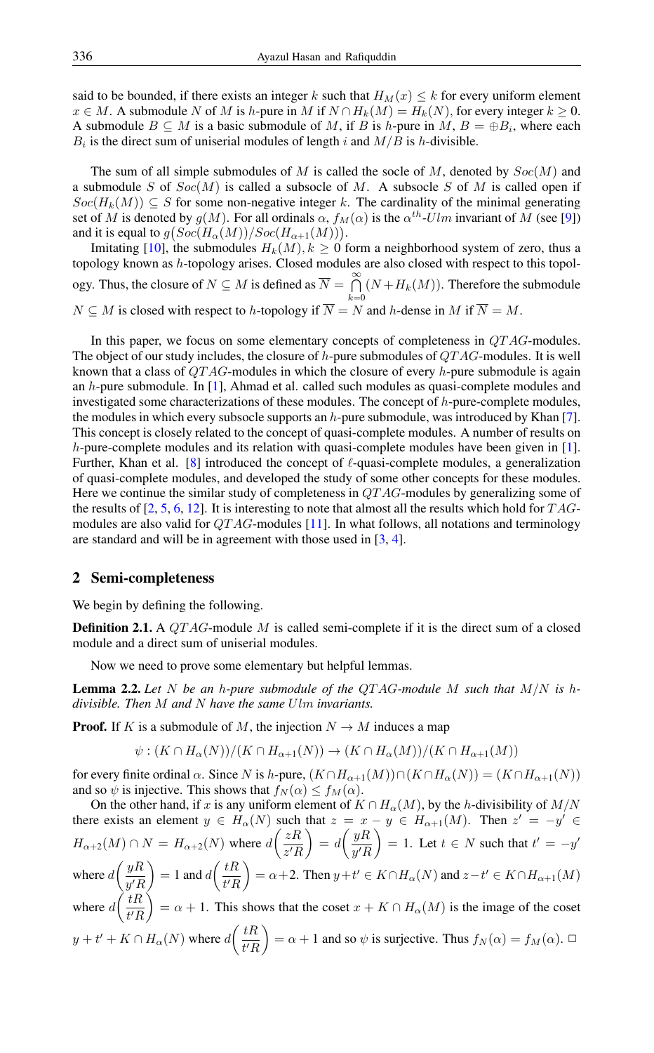said to be bounded, if there exists an integer $k$ such that $H_M(x) \leq k$ for every uniform element $x \in M$. A submodule $N$ of $M$ is $h$-pure in $M$ if $N \cap H_k(M) = H_k(N)$, for every integer $k \geq 0$. A submodule $B \subseteq M$ is a basic submodule of $M$, if $B$ is $h$-pure in $M$, $B = \oplus B_i$, where each $B_i$ is the direct sum of uniserial modules of length $i$ and $M/B$ is $h$-divisible.

The sum of all simple submodules of $M$ is called the socle of $M$, denoted by $Soc(M)$ and a submodule $S$ of $Soc(M)$ is called a subsocle of $M$. A subsocle $S$ of $M$ is called open if $Soc(H_k(M)) \subseteq S$ for some non-negative integer $k$. The cardinality of the minimal generating set of $M$ is denoted by $g(M)$. For all ordinals $\alpha$, $f_M(\alpha)$ is the $\alpha^{th}$-$Ulm$ invariant of $M$ (see [9]) and it is equal to $g\big(Soc(H_\alpha(M))/Soc(H_{\alpha+1}(M))\big)$.

Imitating [10], the submodules $H_k(M), k \geq 0$ form a neighborhood system of zero, thus a topology known as $h$-topology arises. Closed modules are also closed with respect to this topology. Thus, the closure of $N \subseteq M$ is defined as $\overline{N} = \bigcap_{k=0}^{\infty}(N + H_k(M))$. Therefore the submodule $N \subseteq M$ is closed with respect to $h$-topology if $\overline{N} = N$ and $h$-dense in $M$ if $\overline{N} = M$.

In this paper, we focus on some elementary concepts of completeness in $QTAG$-modules. The object of our study includes, the closure of $h$-pure submodules of $QTAG$-modules. It is well known that a class of $QTAG$-modules in which the closure of every $h$-pure submodule is again an $h$-pure submodule. In [1], Ahmad et al. called such modules as quasi-complete modules and investigated some characterizations of these modules. The concept of $h$-pure-complete modules, the modules in which every subsocle supports an $h$-pure submodule, was introduced by Khan [7]. This concept is closely related to the concept of quasi-complete modules. A number of results on $h$-pure-complete modules and its relation with quasi-complete modules have been given in [1]. Further, Khan et al. [8] introduced the concept of $\ell$-quasi-complete modules, a generalization of quasi-complete modules, and developed the study of some other concepts for these modules. Here we continue the similar study of completeness in $QTAG$-modules by generalizing some of the results of [2, 5, 6, 12]. It is interesting to note that almost all the results which hold for $TAG$-modules are also valid for $QTAG$-modules [11]. In what follows, all notations and terminology are standard and will be in agreement with those used in [3, 4].

## 2 Semi-completeness

We begin by defining the following.

**Definition 2.1.** A $QTAG$-module $M$ is called semi-complete if it is the direct sum of a closed module and a direct sum of uniserial modules.

Now we need to prove some elementary but helpful lemmas.

**Lemma 2.2.** *Let $N$ be an $h$-pure submodule of the $QTAG$-module $M$ such that $M/N$ is $h$-divisible. Then $M$ and $N$ have the same $Ulm$ invariants.*

**Proof.** If $K$ is a submodule of $M$, the injection $N \to M$ induces a map

$$\psi : (K \cap H_\alpha(N))/(K \cap H_{\alpha+1}(N)) \to (K \cap H_\alpha(M))/(K \cap H_{\alpha+1}(M))$$

for every finite ordinal $\alpha$. Since $N$ is $h$-pure, $(K \cap H_{\alpha+1}(M)) \cap (K \cap H_\alpha(N)) = (K \cap H_{\alpha+1}(N))$ and so $\psi$ is injective. This shows that $f_N(\alpha) \leq f_M(\alpha)$.

On the other hand, if $x$ is any uniform element of $K \cap H_\alpha(M)$, by the $h$-divisibility of $M/N$ there exists an element $y \in H_\alpha(N)$ such that $z = x - y \in H_{\alpha+1}(M)$. Then $z' = -y' \in H_{\alpha+2}(M) \cap N = H_{\alpha+2}(N)$ where $d\left(\frac{zR}{z'R}\right) = d\left(\frac{yR}{y'R}\right) = 1$. Let $t \in N$ such that $t' = -y'$ where $d\left(\frac{yR}{y'R}\right) = 1$ and $d\left(\frac{tR}{t'R}\right) = \alpha + 2$. Then $y + t' \in K \cap H_\alpha(N)$ and $z - t' \in K \cap H_{\alpha+1}(M)$ where $d\left(\frac{tR}{t'R}\right) = \alpha + 1$. This shows that the coset $x + K \cap H_\alpha(M)$ is the image of the coset $y + t' + K \cap H_\alpha(N)$ where $d\left(\frac{tR}{t'R}\right) = \alpha + 1$ and so $\psi$ is surjective. Thus $f_N(\alpha) = f_M(\alpha)$. □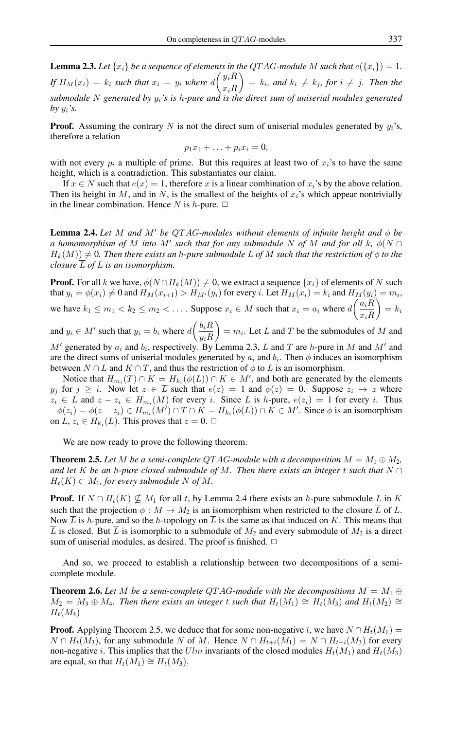**Lemma 2.3.** *Let $\{x_i\}$ be a sequence of elements in the $QTAG$-module $M$ such that $e(\{x_i\}) = 1$. If $H_M(x_i) = k_i$ such that $x_i = y_i$ where $d\left(\frac{y_iR}{x_iR}\right) = k_i$, and $k_i \neq k_j$, for $i \neq j$. Then the submodule $N$ generated by $y_i$'s is $h$-pure and is the direct sum of uniserial modules generated by $y_i$'s.*

**Proof.** Assuming the contrary $N$ is not the direct sum of uniserial modules generated by $y_i$'s, therefore a relation

$$p_1x_1 + \ldots + p_ix_i = 0,$$

with not every $p_i$ a multiple of prime. But this requires at least two of $x_i$'s to have the same height, which is a contradiction. This substantiates our claim.

If $x \in N$ such that $e(x) = 1$, therefore $x$ is a linear combination of $x_i$'s by the above relation. Then its height in $M$, and in $N$, is the smallest of the heights of $x_i$'s which appear nontrivially in the linear combination. Hence $N$ is $h$-pure. □

**Lemma 2.4.** *Let $M$ and $M'$ be $QTAG$-modules without elements of infinite height and $\phi$ be a homomorphism of $M$ into $M'$ such that for any submodule $N$ of $M$ and for all $k$, $\phi(N \cap H_k(M)) \neq 0$. Then there exists an $h$-pure submodule $L$ of $M$ such that the restriction of $\phi$ to the closure $\overline{L}$ of $L$ is an isomorphism.*

**Proof.** For all $k$ we have, $\phi(N \cap H_k(M)) \neq 0$, we extract a sequence $\{x_i\}$ of elements of $N$ such that $y_i = \phi(x_i) \neq 0$ and $H_M(x_{i+1}) > H_{M'}(y_i)$ for every $i$. Let $H_M(x_i) = k_i$ and $H_M(y_i) = m_i$, we have $k_1 \leq m_1 < k_2 \leq m_2 < \ldots$. Suppose $x_i \in M$ such that $x_i = a_i$ where $d\left(\frac{a_iR}{x_iR}\right) = k_i$ and $y_i \in M'$ such that $y_i = b_i$ where $d\left(\frac{b_iR}{y_iR}\right) = m_i$. Let $L$ and $T$ be the submodules of $M$ and $M'$ generated by $a_i$ and $b_i$, respectively. By Lemma 2.3, $L$ and $T$ are $h$-pure in $M$ and $M'$ and are the direct sums of uniserial modules generated by $a_i$ and $b_i$. Then $\phi$ induces an isomorphism between $N \cap L$ and $K \cap T$, and thus the restriction of $\phi$ to $L$ is an isomorphism.

Notice that $H_{m_i}(T) \cap K = H_{k_i}(\phi(L)) \cap K \in M'$, and both are generated by the elements $y_j$ for $j \geq i$. Now let $z \in \overline{L}$ such that $e(z) = 1$ and $\phi(z) = 0$. Suppose $z_i \to z$ where $z_i \in L$ and $z - z_i \in H_{m_i}(M)$ for every $i$. Since $L$ is $h$-pure, $e(z_i) = 1$ for every $i$. Thus $-\phi(z_i) = \phi(z - z_i) \in H_{m_i}(M') \cap T \cap K = H_{k_i}(\phi(L)) \cap K \in M'$. Since $\phi$ is an isomorphism on $L$, $z_i \in H_{k_i}(L)$. This proves that $z = 0$. □

We are now ready to prove the following theorem.

**Theorem 2.5.** *Let $M$ be a semi-complete $QTAG$-module with a decomposition $M = M_1 \oplus M_2$, and let $K$ be an $h$-pure closed submodule of $M$. Then there exists an integer $t$ such that $N \cap H_t(K) \subset M_1$, for every submodule $N$ of $M$.*

**Proof.** If $N \cap H_t(K) \nsubseteq M_1$ for all $t$, by Lemma 2.4 there exists an $h$-pure submodule $L$ in $K$ such that the projection $\phi : M \to M_2$ is an isomorphism when restricted to the closure $\overline{L}$ of $L$. Now $\overline{L}$ is $h$-pure, and so the $h$-topology on $\overline{L}$ is the same as that induced on $K$. This means that $\overline{L}$ is closed. But $\overline{L}$ is isomorphic to a submodule of $M_2$ and every submodule of $M_2$ is a direct sum of uniserial modules, as desired. The proof is finished. □

And so, we proceed to establish a relationship between two decompositions of a semi-complete module.

**Theorem 2.6.** *Let $M$ be a semi-complete $QTAG$-module with the decompositions $M = M_1 \oplus M_2 = M_3 \oplus M_4$. Then there exists an integer $t$ such that $H_t(M_1) \cong H_t(M_3)$ and $H_t(M_2) \cong H_t(M_4)$*

**Proof.** Applying Theorem 2.5, we deduce that for some non-negative $t$, we have $N \cap H_t(M_1) = N \cap H_t(M_3)$, for any submodule $N$ of $M$. Hence $N \cap H_{t+i}(M_1) = N \cap H_{t+i}(M_3)$ for every non-negative $i$. This implies that the $Ulm$ invariants of the closed modules $H_t(M_1)$ and $H_t(M_3)$ are equal, so that $H_t(M_1) \cong H_t(M_3)$.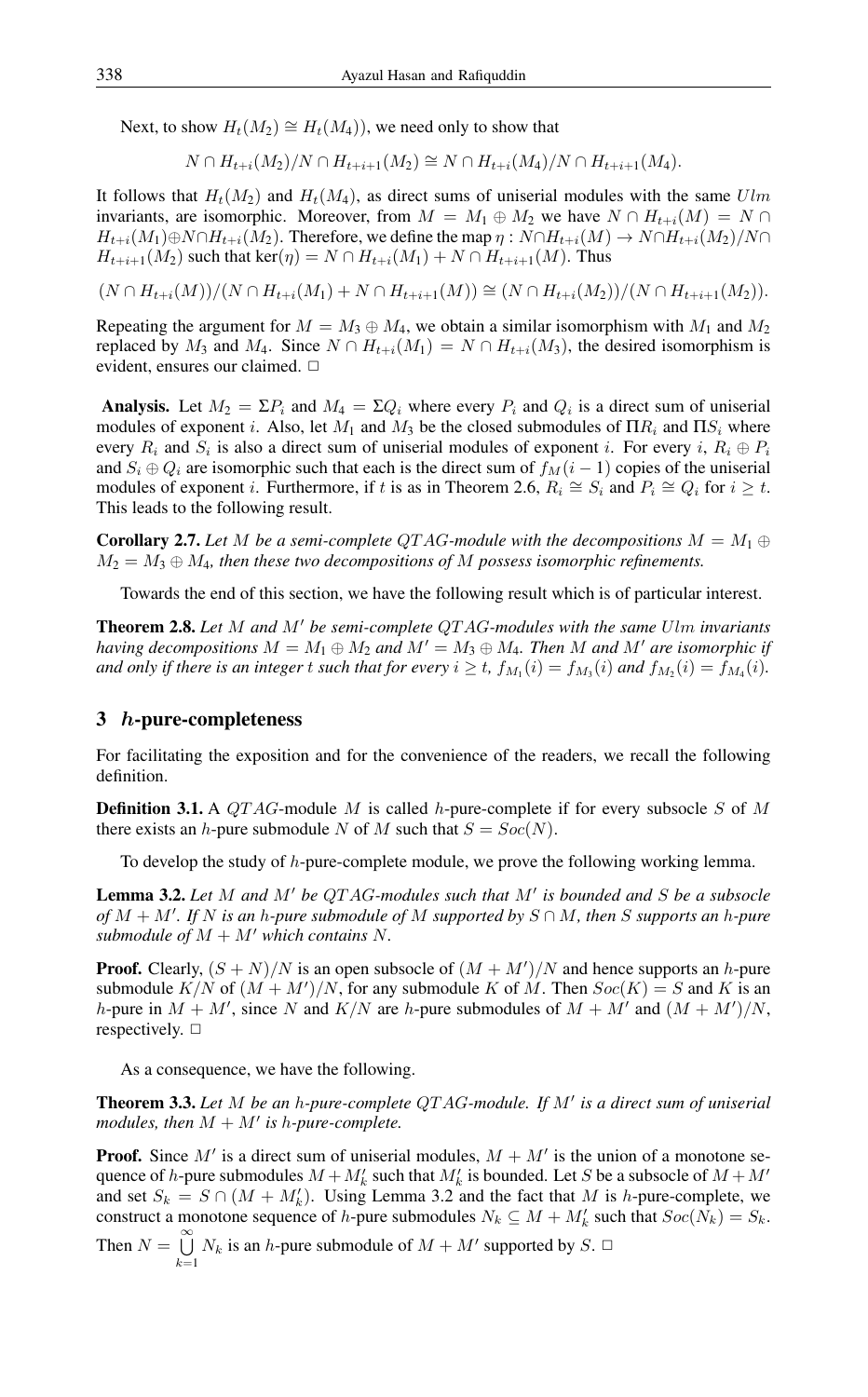Next, to show $H_t(M_2) \cong H_t(M_4))$, we need only to show that

$$N \cap H_{t+i}(M_2)/N \cap H_{t+i+1}(M_2) \cong N \cap H_{t+i}(M_4)/N \cap H_{t+i+1}(M_4).$$

It follows that $H_t(M_2)$ and $H_t(M_4)$, as direct sums of uniserial modules with the same $Ulm$ invariants, are isomorphic. Moreover, from $M = M_1 \oplus M_2$ we have $N \cap H_{t+i}(M) = N \cap H_{t+i}(M_1) \oplus N \cap H_{t+i}(M_2)$. Therefore, we define the map $\eta : N \cap H_{t+i}(M) \to N \cap H_{t+i}(M_2)/N \cap H_{t+i+1}(M_2)$ such that $\ker(\eta) = N \cap H_{t+i}(M_1) + N \cap H_{t+i+1}(M)$. Thus

$$(N \cap H_{t+i}(M))/(N \cap H_{t+i}(M_1) + N \cap H_{t+i+1}(M)) \cong (N \cap H_{t+i}(M_2))/(N \cap H_{t+i+1}(M_2)).$$

Repeating the argument for $M = M_3 \oplus M_4$, we obtain a similar isomorphism with $M_1$ and $M_2$ replaced by $M_3$ and $M_4$. Since $N \cap H_{t+i}(M_1) = N \cap H_{t+i}(M_3)$, the desired isomorphism is evident, ensures our claimed. □

**Analysis.** Let $M_2 = \Sigma P_i$ and $M_4 = \Sigma Q_i$ where every $P_i$ and $Q_i$ is a direct sum of uniserial modules of exponent $i$. Also, let $M_1$ and $M_3$ be the closed submodules of $\Pi R_i$ and $\Pi S_i$ where every $R_i$ and $S_i$ is also a direct sum of uniserial modules of exponent $i$. For every $i$, $R_i \oplus P_i$ and $S_i \oplus Q_i$ are isomorphic such that each is the direct sum of $f_M(i-1)$ copies of the uniserial modules of exponent $i$. Furthermore, if $t$ is as in Theorem 2.6, $R_i \cong S_i$ and $P_i \cong Q_i$ for $i \geq t$. This leads to the following result.

**Corollary 2.7.** *Let $M$ be a semi-complete $QTAG$-module with the decompositions $M = M_1 \oplus M_2 = M_3 \oplus M_4$, then these two decompositions of $M$ possess isomorphic refinements.*

Towards the end of this section, we have the following result which is of particular interest.

**Theorem 2.8.** *Let $M$ and $M'$ be semi-complete $QTAG$-modules with the same $Ulm$ invariants having decompositions $M = M_1 \oplus M_2$ and $M' = M_3 \oplus M_4$. Then $M$ and $M'$ are isomorphic if and only if there is an integer $t$ such that for every $i \geq t$, $f_{M_1}(i) = f_{M_3}(i)$ and $f_{M_2}(i) = f_{M_4}(i)$.*

## 3 $h$-pure-completeness

For facilitating the exposition and for the convenience of the readers, we recall the following definition.

**Definition 3.1.** A $QTAG$-module $M$ is called $h$-pure-complete if for every subsocle $S$ of $M$ there exists an $h$-pure submodule $N$ of $M$ such that $S = Soc(N)$.

To develop the study of $h$-pure-complete module, we prove the following working lemma.

**Lemma 3.2.** *Let $M$ and $M'$ be $QTAG$-modules such that $M'$ is bounded and $S$ be a subsocle of $M + M'$. If $N$ is an $h$-pure submodule of $M$ supported by $S \cap M$, then $S$ supports an $h$-pure submodule of $M + M'$ which contains $N$.*

**Proof.** Clearly, $(S + N)/N$ is an open subsocle of $(M + M')/N$ and hence supports an $h$-pure submodule $K/N$ of $(M + M')/N$, for any submodule $K$ of $M$. Then $Soc(K) = S$ and $K$ is an $h$-pure in $M + M'$, since $N$ and $K/N$ are $h$-pure submodules of $M + M'$ and $(M + M')/N$, respectively. □

As a consequence, we have the following.

**Theorem 3.3.** *Let $M$ be an $h$-pure-complete $QTAG$-module. If $M'$ is a direct sum of uniserial modules, then $M + M'$ is $h$-pure-complete.*

**Proof.** Since $M'$ is a direct sum of uniserial modules, $M + M'$ is the union of a monotone sequence of $h$-pure submodules $M + M'_k$ such that $M'_k$ is bounded. Let $S$ be a subsocle of $M + M'$ and set $S_k = S \cap (M + M'_k)$. Using Lemma 3.2 and the fact that $M$ is $h$-pure-complete, we construct a monotone sequence of $h$-pure submodules $N_k \subseteq M + M'_k$ such that $Soc(N_k) = S_k$. Then $N = \bigcup_{k=1}^{\infty} N_k$ is an $h$-pure submodule of $M + M'$ supported by $S$. □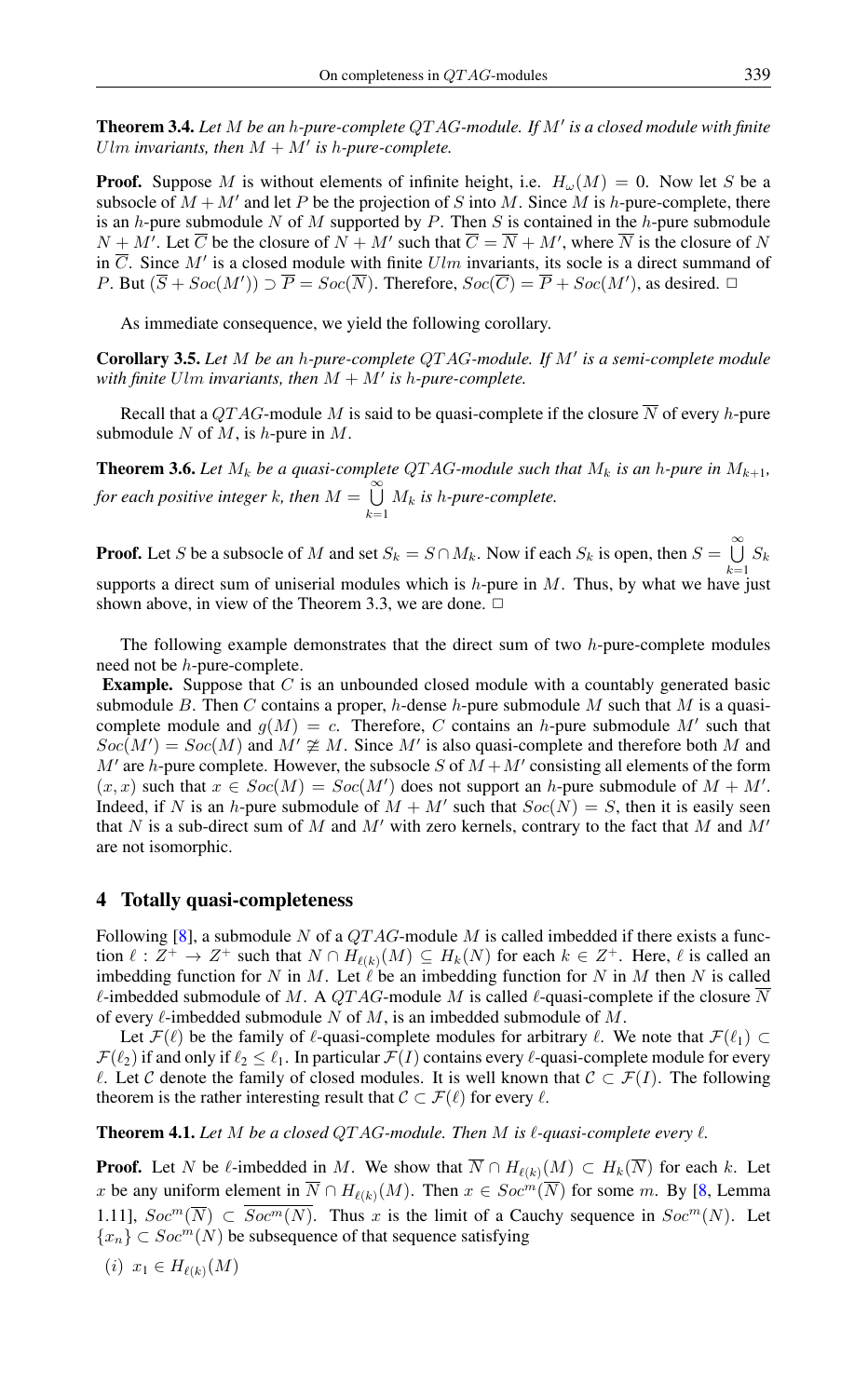**Theorem 3.4.** *Let $M$ be an $h$-pure-complete $QTAG$-module. If $M'$ is a closed module with finite $Ulm$ invariants, then $M + M'$ is $h$-pure-complete.*

**Proof.** Suppose $M$ is without elements of infinite height, i.e. $H_\omega(M) = 0$. Now let $S$ be a subsocle of $M + M'$ and let $P$ be the projection of $S$ into $M$. Since $M$ is $h$-pure-complete, there is an $h$-pure submodule $N$ of $M$ supported by $P$. Then $S$ is contained in the $h$-pure submodule $N + M'$. Let $\overline{C}$ be the closure of $N + M'$ such that $\overline{C} = \overline{N} + M'$, where $\overline{N}$ is the closure of $N$ in $\overline{C}$. Since $M'$ is a closed module with finite $Ulm$ invariants, its socle is a direct summand of $P$. But $(\overline{S} + Soc(M')) \supset \overline{P} = Soc(\overline{N})$. Therefore, $Soc(\overline{C}) = \overline{P} + Soc(M')$, as desired. □

As immediate consequence, we yield the following corollary.

**Corollary 3.5.** *Let $M$ be an $h$-pure-complete $QTAG$-module. If $M'$ is a semi-complete module with finite $Ulm$ invariants, then $M + M'$ is $h$-pure-complete.*

Recall that a $QTAG$-module $M$ is said to be quasi-complete if the closure $\overline{N}$ of every $h$-pure submodule $N$ of $M$, is $h$-pure in $M$.

**Theorem 3.6.** *Let $M_k$ be a quasi-complete $QTAG$-module such that $M_k$ is an $h$-pure in $M_{k+1}$, for each positive integer $k$, then $M = \bigcup_{k=1}^{\infty} M_k$ is $h$-pure-complete.*

**Proof.** Let $S$ be a subsocle of $M$ and set $S_k = S \cap M_k$. Now if each $S_k$ is open, then $S = \bigcup_{k=1}^{\infty} S_k$ supports a direct sum of uniserial modules which is $h$-pure in $M$. Thus, by what we have just shown above, in view of the Theorem 3.3, we are done. □

The following example demonstrates that the direct sum of two $h$-pure-complete modules need not be $h$-pure-complete.

**Example.** Suppose that $C$ is an unbounded closed module with a countably generated basic submodule $B$. Then $C$ contains a proper, $h$-dense $h$-pure submodule $M$ such that $M$ is a quasi-complete module and $g(M) = c$. Therefore, $C$ contains an $h$-pure submodule $M'$ such that $Soc(M') = Soc(M)$ and $M' \not\cong M$. Since $M'$ is also quasi-complete and therefore both $M$ and $M'$ are $h$-pure complete. However, the subsocle $S$ of $M + M'$ consisting all elements of the form $(x, x)$ such that $x \in Soc(M) = Soc(M')$ does not support an $h$-pure submodule of $M + M'$. Indeed, if $N$ is an $h$-pure submodule of $M + M'$ such that $Soc(N) = S$, then it is easily seen that $N$ is a sub-direct sum of $M$ and $M'$ with zero kernels, contrary to the fact that $M$ and $M'$ are not isomorphic.

## 4 Totally quasi-completeness

Following [8], a submodule $N$ of a $QTAG$-module $M$ is called imbedded if there exists a function $\ell : Z^+ \to Z^+$ such that $N \cap H_{\ell(k)}(M) \subseteq H_k(N)$ for each $k \in Z^+$. Here, $\ell$ is called an imbedding function for $N$ in $M$. Let $\ell$ be an imbedding function for $N$ in $M$ then $N$ is called $\ell$-imbedded submodule of $M$. A $QTAG$-module $M$ is called $\ell$-quasi-complete if the closure $\overline{N}$ of every $\ell$-imbedded submodule $N$ of $M$, is an imbedded submodule of $M$.

Let $\mathcal{F}(\ell)$ be the family of $\ell$-quasi-complete modules for arbitrary $\ell$. We note that $\mathcal{F}(\ell_1) \subset \mathcal{F}(\ell_2)$ if and only if $\ell_2 \leq \ell_1$. In particular $\mathcal{F}(I)$ contains every $\ell$-quasi-complete module for every $\ell$. Let $\mathcal{C}$ denote the family of closed modules. It is well known that $\mathcal{C} \subset \mathcal{F}(I)$. The following theorem is the rather interesting result that $\mathcal{C} \subset \mathcal{F}(\ell)$ for every $\ell$.

**Theorem 4.1.** *Let $M$ be a closed $QTAG$-module. Then $M$ is $\ell$-quasi-complete every $\ell$.*

**Proof.** Let $N$ be $\ell$-imbedded in $M$. We show that $\overline{N} \cap H_{\ell(k)}(M) \subset H_k(\overline{N})$ for each $k$. Let $x$ be any uniform element in $\overline{N} \cap H_{\ell(k)}(M)$. Then $x \in Soc^m(\overline{N})$ for some $m$. By [8, Lemma 1.11], $Soc^m(\overline{N}) \subset \overline{Soc^m(N)}$. Thus $x$ is the limit of a Cauchy sequence in $Soc^m(N)$. Let $\{x_n\} \subset Soc^m(N)$ be subsequence of that sequence satisfying

$(i)$ $x_1 \in H_{\ell(k)}(M)$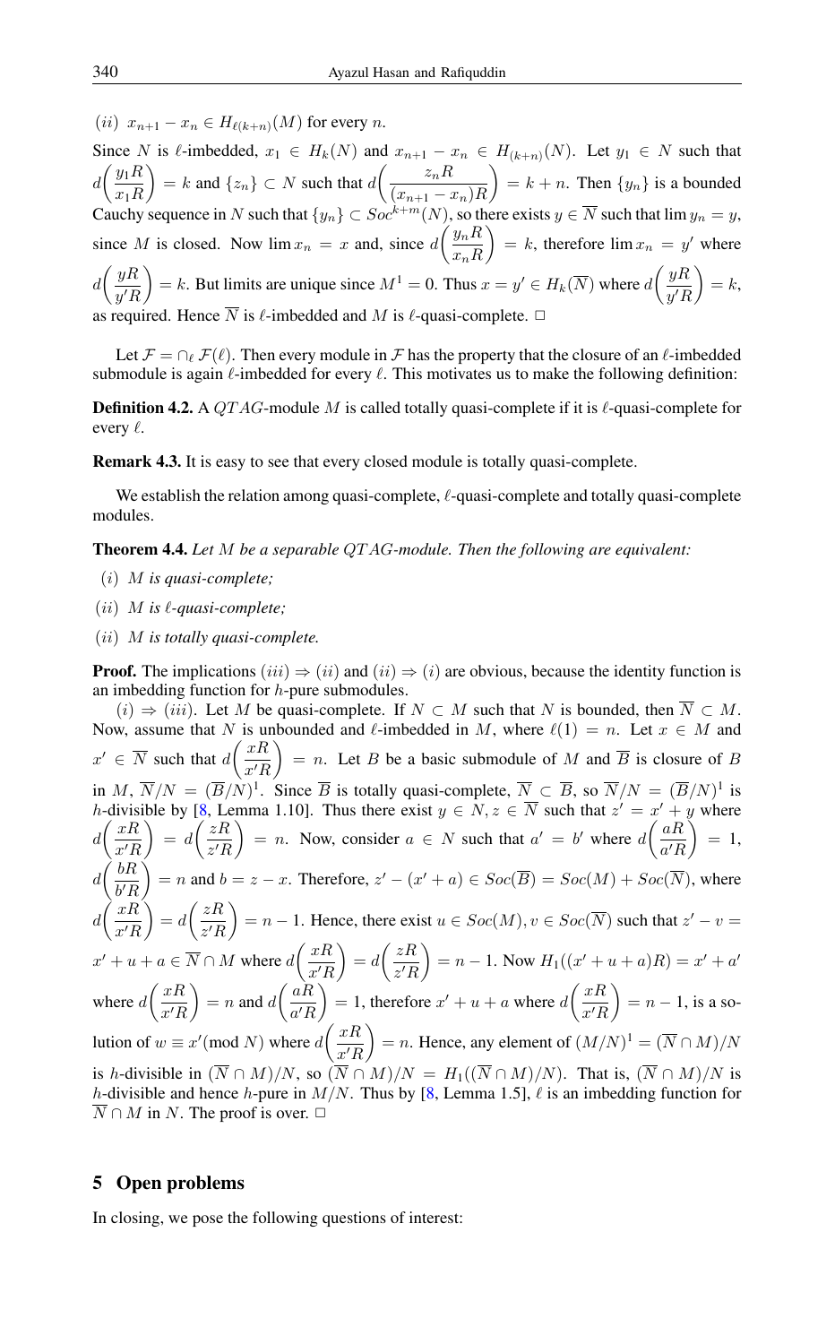$(ii)$ $x_{n+1} - x_n \in H_{\ell(k+n)}(M)$ for every $n$.

Since $N$ is $\ell$-imbedded, $x_1 \in H_k(N)$ and $x_{n+1} - x_n \in H_{(k+n)}(N)$. Let $y_1 \in N$ such that $d\left(\frac{y_1 R}{x_1 R}\right) = k$ and $\{z_n\} \subset N$ such that $d\left(\frac{z_n R}{(x_{n+1} - x_n)R}\right) = k + n$. Then $\{y_n\}$ is a bounded Cauchy sequence in $N$ such that $\{y_n\} \subset Soc^{k+m}(N)$, so there exists $y \in \overline{N}$ such that $\lim y_n = y$, since $M$ is closed. Now $\lim x_n = x$ and, since $d\left(\frac{y_n R}{x_n R}\right) = k$, therefore $\lim x_n = y'$ where $d\left(\frac{yR}{y'R}\right) = k$. But limits are unique since $M^1 = 0$. Thus $x = y' \in H_k(\overline{N})$ where $d\left(\frac{yR}{y'R}\right) = k$, as required. Hence $\overline{N}$ is $\ell$-imbedded and $M$ is $\ell$-quasi-complete. □

Let $\mathcal{F} = \cap_\ell \mathcal{F}(\ell)$. Then every module in $\mathcal{F}$ has the property that the closure of an $\ell$-imbedded submodule is again $\ell$-imbedded for every $\ell$. This motivates us to make the following definition:

**Definition 4.2.** A $QTAG$-module $M$ is called totally quasi-complete if it is $\ell$-quasi-complete for every $\ell$.

**Remark 4.3.** It is easy to see that every closed module is totally quasi-complete.

We establish the relation among quasi-complete, $\ell$-quasi-complete and totally quasi-complete modules.

**Theorem 4.4.** *Let $M$ be a separable $QTAG$-module. Then the following are equivalent:*

- $(i)$ *$M$ is quasi-complete;*
- $(ii)$ *$M$ is $\ell$-quasi-complete;*
- $(ii)$ *$M$ is totally quasi-complete.*

**Proof.** The implications $(iii) \Rightarrow (ii)$ and $(ii) \Rightarrow (i)$ are obvious, because the identity function is an imbedding function for $h$-pure submodules.

$(i) \Rightarrow (iii)$. Let $M$ be quasi-complete. If $N \subset M$ such that $N$ is bounded, then $\overline{N} \subset M$. Now, assume that $N$ is unbounded and $\ell$-imbedded in $M$, where $\ell(1) = n$. Let $x \in M$ and $x' \in \overline{N}$ such that $d\left(\frac{xR}{x'R}\right) = n$. Let $B$ be a basic submodule of $M$ and $\overline{B}$ is closure of $B$ in $M$, $\overline{N}/N = (\overline{B}/N)^1$. Since $\overline{B}$ is totally quasi-complete, $\overline{N} \subset \overline{B}$, so $\overline{N}/N = (\overline{B}/N)^1$ is $h$-divisible by [8, Lemma 1.10]. Thus there exist $y \in N, z \in \overline{N}$ such that $z' = x' + y$ where $d\left(\frac{xR}{x'R}\right) = d\left(\frac{zR}{z'R}\right) = n$. Now, consider $a \in N$ such that $a' = b'$ where $d\left(\frac{aR}{a'R}\right) = 1$, $d\left(\frac{bR}{b'R}\right) = n$ and $b = z - x$. Therefore, $z' - (x' + a) \in Soc(\overline{B}) = Soc(M) + Soc(\overline{N})$, where $d\left(\frac{xR}{x'R}\right) = d\left(\frac{zR}{z'R}\right) = n - 1$. Hence, there exist $u \in Soc(M), v \in Soc(\overline{N})$ such that $z' - v = x' + u + a \in \overline{N} \cap M$ where $d\left(\frac{xR}{x'R}\right) = d\left(\frac{zR}{z'R}\right) = n - 1$. Now $H_1((x' + u + a)R) = x' + a'$ where $d\left(\frac{xR}{x'R}\right) = n$ and $d\left(\frac{aR}{a'R}\right) = 1$, therefore $x' + u + a$ where $d\left(\frac{xR}{x'R}\right) = n - 1$, is a solution of $w \equiv x' (\text{mod } N)$ where $d\left(\frac{xR}{x'R}\right) = n$. Hence, any element of $(M/N)^1 = (\overline{N} \cap M)/N$ is $h$-divisible in $(\overline{N} \cap M)/N$, so $(\overline{N} \cap M)/N = H_1((\overline{N} \cap M)/N)$. That is, $(\overline{N} \cap M)/N$ is $h$-divisible and hence $h$-pure in $M/N$. Thus by [8, Lemma 1.5], $\ell$ is an imbedding function for $\overline{N} \cap M$ in $N$. The proof is over. □

## 5 Open problems

In closing, we pose the following questions of interest: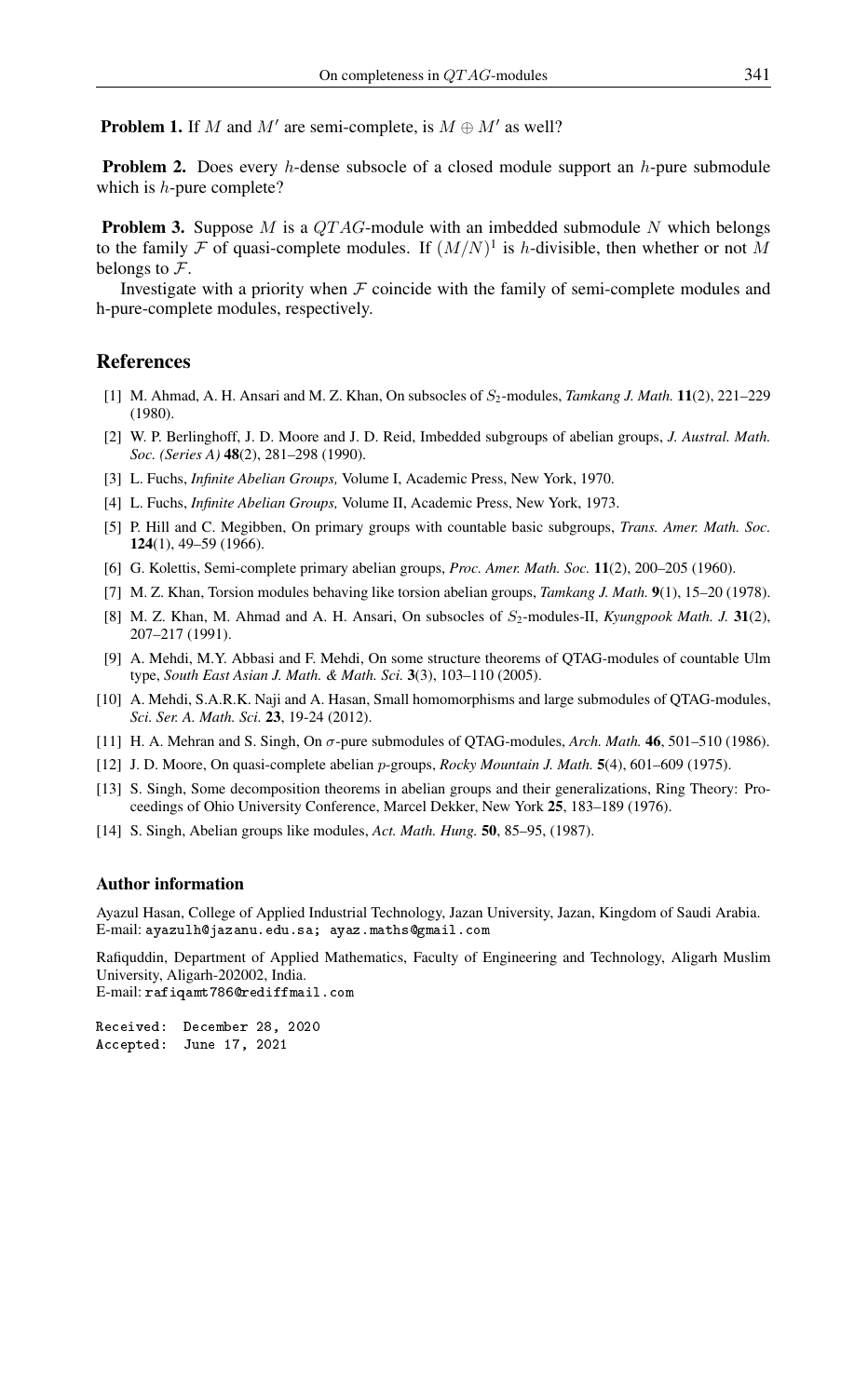**Problem 1.** If $M$ and $M'$ are semi-complete, is $M \oplus M'$ as well?

**Problem 2.** Does every $h$-dense subsocle of a closed module support an $h$-pure submodule which is $h$-pure complete?

**Problem 3.** Suppose $M$ is a $QTAG$-module with an imbedded submodule $N$ which belongs to the family $\mathcal{F}$ of quasi-complete modules. If $(M/N)^1$ is $h$-divisible, then whether or not $M$ belongs to $\mathcal{F}$.

Investigate with a priority when $\mathcal{F}$ coincide with the family of semi-complete modules and h-pure-complete modules, respectively.

## References

[1] M. Ahmad, A. H. Ansari and M. Z. Khan, On subsocles of $S_2$-modules, *Tamkang J. Math.* **11**(2), 221–229 (1980).

[2] W. P. Berlinghoff, J. D. Moore and J. D. Reid, Imbedded subgroups of abelian groups, *J. Austral. Math. Soc. (Series A)* **48**(2), 281–298 (1990).

[3] L. Fuchs, *Infinite Abelian Groups,* Volume I, Academic Press, New York, 1970.

[4] L. Fuchs, *Infinite Abelian Groups,* Volume II, Academic Press, New York, 1973.

[5] P. Hill and C. Megibben, On primary groups with countable basic subgroups, *Trans. Amer. Math. Soc.* **124**(1), 49–59 (1966).

[6] G. Kolettis, Semi-complete primary abelian groups, *Proc. Amer. Math. Soc.* **11**(2), 200–205 (1960).

[7] M. Z. Khan, Torsion modules behaving like torsion abelian groups, *Tamkang J. Math.* **9**(1), 15–20 (1978).

[8] M. Z. Khan, M. Ahmad and A. H. Ansari, On subsocles of $S_2$-modules-II, *Kyungpook Math. J.* **31**(2), 207–217 (1991).

[9] A. Mehdi, M.Y. Abbasi and F. Mehdi, On some structure theorems of QTAG-modules of countable Ulm type, *South East Asian J. Math. & Math. Sci.* **3**(3), 103–110 (2005).

[10] A. Mehdi, S.A.R.K. Naji and A. Hasan, Small homomorphisms and large submodules of QTAG-modules, *Sci. Ser. A. Math. Sci.* **23**, 19-24 (2012).

[11] H. A. Mehran and S. Singh, On $\sigma$-pure submodules of QTAG-modules, *Arch. Math.* **46**, 501–510 (1986).

[12] J. D. Moore, On quasi-complete abelian $p$-groups, *Rocky Mountain J. Math.* **5**(4), 601–609 (1975).

[13] S. Singh, Some decomposition theorems in abelian groups and their generalizations, Ring Theory: Proceedings of Ohio University Conference, Marcel Dekker, New York **25**, 183–189 (1976).

[14] S. Singh, Abelian groups like modules, *Act. Math. Hung.* **50**, 85–95, (1987).

### Author information

Ayazul Hasan, College of Applied Industrial Technology, Jazan University, Jazan, Kingdom of Saudi Arabia.
E-mail: ayazulh@jazanu.edu.sa; ayaz.maths@gmail.com

Rafiquddin, Department of Applied Mathematics, Faculty of Engineering and Technology, Aligarh Muslim University, Aligarh-202002, India.
E-mail: rafiqamt786@rediffmail.com

Received: December 28, 2020
Accepted: June 17, 2021